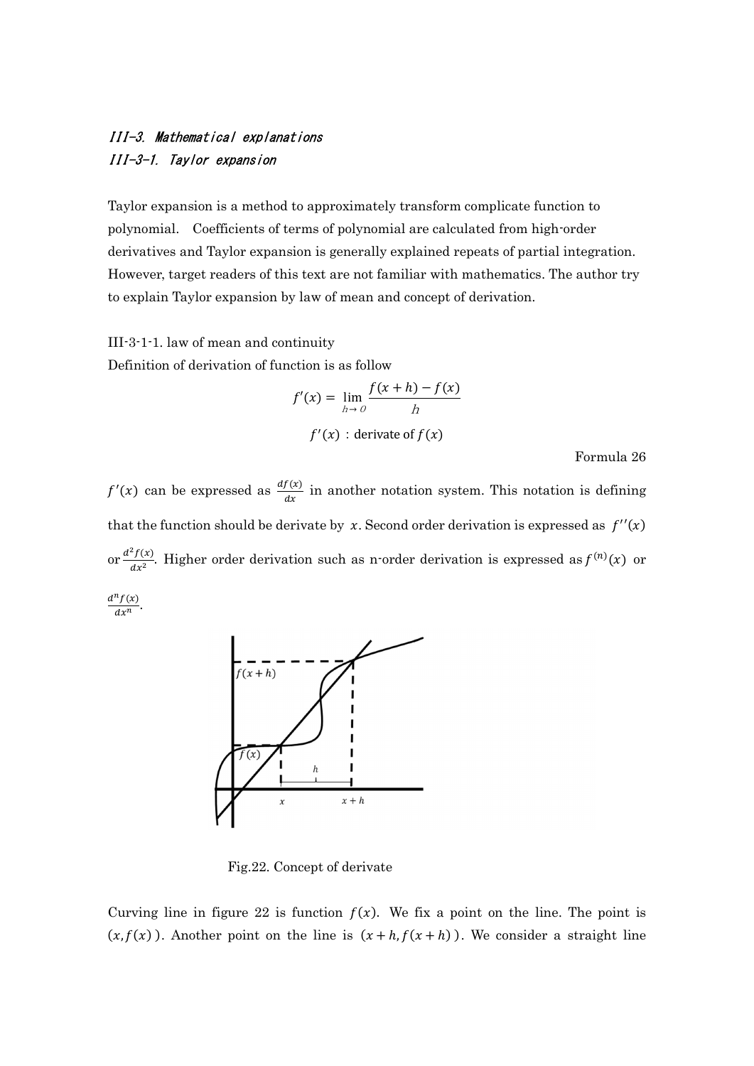## III-3. Mathematical explanations

### III-3-1. Taylor expansion

Taylor expansion is a method to approximately transform complicate function to polynomial. Coefficients of terms of polynomial are calculated from high-order derivatives and Taylor expansion is generally explained repeats of partial integration. However, target readers of this text are not familiar with mathematics. The author try to explain Taylor expansion by law of mean and concept of derivation.

III-3-1-1. law of mean and continuity

Definition of derivation of function is as follow

$$f'(x) = \lim_{h \to 0} \frac{f(x+h) - f(x)}{h}$$

$$f'(x) \text{ : derivate of } f(x)$$

Formula 26

$f'(x)$ can be expressed as $\frac{df(x)}{dx}$ in another notation system. This notation is defining that the function should be derivate by $x$. Second order derivation is expressed as $f''(x)$ or $\frac{d^2f(x)}{dx^2}$. Higher order derivation such as n-order derivation is expressed as $f^{(n)}(x)$ or $\frac{d^nf(x)}{dx^n}$.

Fig.22. Concept of derivate

Curving line in figure 22 is function $f(x)$. We fix a point on the line. The point is $(x, f(x))$. Another point on the line is $(x+h, f(x+h))$. We consider a straight line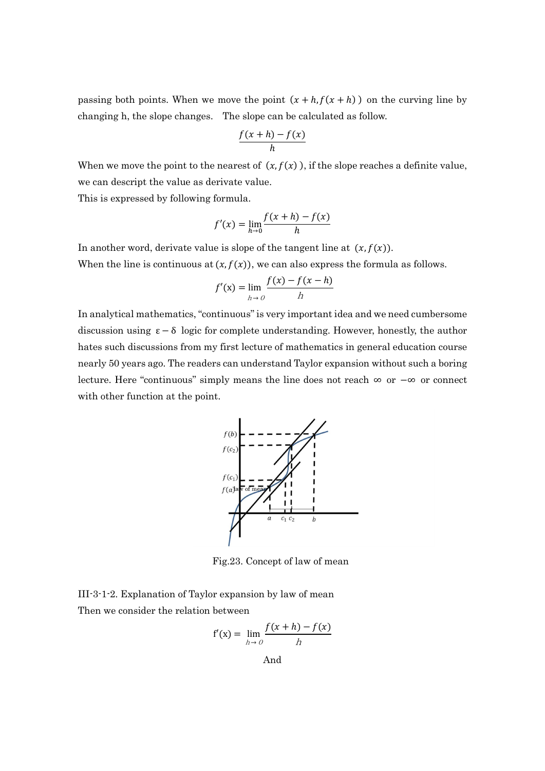passing both points. When we move the point $(x+h, f(x+h))$ on the curving line by changing h, the slope changes. The slope can be calculated as follow.

$$\frac{f(x+h)-f(x)}{h}$$

When we move the point to the nearest of $(x, f(x))$, if the slope reaches a definite value, we can descript the value as derivate value.

This is expressed by following formula.

$$f'(x) = \lim_{h \to 0} \frac{f(x+h)-f(x)}{h}$$

In another word, derivate value is slope of the tangent line at $(x, f(x))$.

When the line is continuous at $(x, f(x))$, we can also express the formula as follows.

$$f'(x) = \lim_{h \to 0} \frac{f(x)-f(x-h)}{h}$$

In analytical mathematics, "continuous" is very important idea and we need cumbersome discussion using $\varepsilon - \delta$ logic for complete understanding. However, honestly, the author hates such discussions from my first lecture of mathematics in general education course nearly 50 years ago. The readers can understand Taylor expansion without such a boring lecture. Here "continuous" simply means the line does not reach $\infty$ or $-\infty$ or connect with other function at the point.

Fig.23. Concept of law of mean

III-3-1-2. Explanation of Taylor expansion by law of mean

Then we consider the relation between

$$f'(x) = \lim_{h \to 0} \frac{f(x+h)-f(x)}{h}$$

And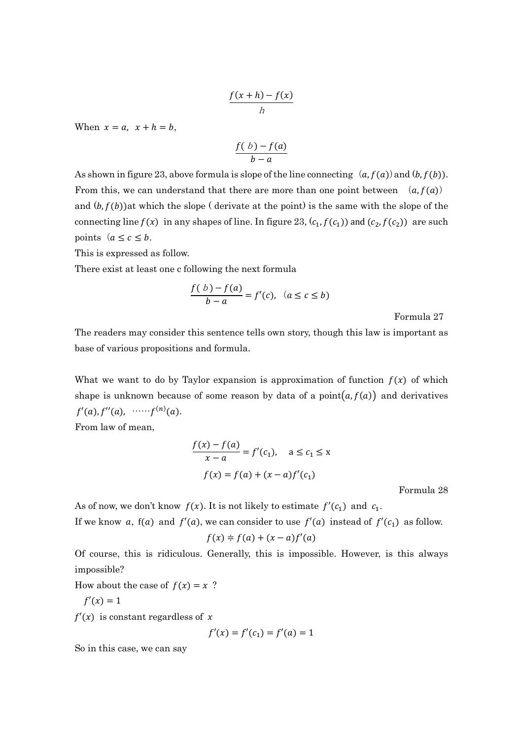$$\frac{f(x+h)-f(x)}{h}$$

When $x=a,\ \ x+h=b$,

$$\frac{f(\ b)-f(a)}{b-a}$$

As shown in figure 23, above formula is slope of the line connecting $(a, f(a))$ and $(b, f(b))$. From this, we can understand that there are more than one point between $(a, f(a))$ and $(b, f(b))$at which the slope ( derivate at the point) is the same with the slope of the connecting line $f(x)$ in any shapes of line. In figure 23, $(c_1, f(c_1))$ and $(c_2, f(c_2))$ are such points $(a \le c \le b$.

This is expressed as follow.

There exist at least one c following the next formula

$$\frac{f(\ b)-f(a)}{b-a} = f'(c), \quad (a \le c \le b)$$

Formula 27

The readers may consider this sentence tells own story, though this law is important as base of various propositions and formula.

What we want to do by Taylor expansion is approximation of function $f(x)$ of which shape is unknown because of some reason by data of a point$(a, f(a))$ and derivatives $f'(a), f''(a),\ \cdots\cdots f^{(n)}(a)$.

From law of mean,

$$\frac{f(x)-f(a)}{x-a} = f'(c_1), \quad \mathrm{a} \le c_1 \le \mathrm{x}$$

$$f(x) = f(a) + (x-a)f'(c_1)$$

Formula 28

As of now, we don't know $f(x)$. It is not likely to estimate $f'(c_1)$ and $c_1$.

If we know $a$, $\mathrm{f}(a)$ and $f'(a)$, we can consider to use $f'(a)$ instead of $f'(c_1)$ as follow.

$$f(x) \fallingdotseq f(a) + (x-a)f'(a)$$

Of course, this is ridiculous. Generally, this is impossible. However, is this always impossible?

How about the case of $f(x) = x$ ?

$f'(x) = 1$

$f'(x)$ is constant regardless of $x$

$$f'(x) = f'(c_1) = f'(a) = 1$$

So in this case, we can say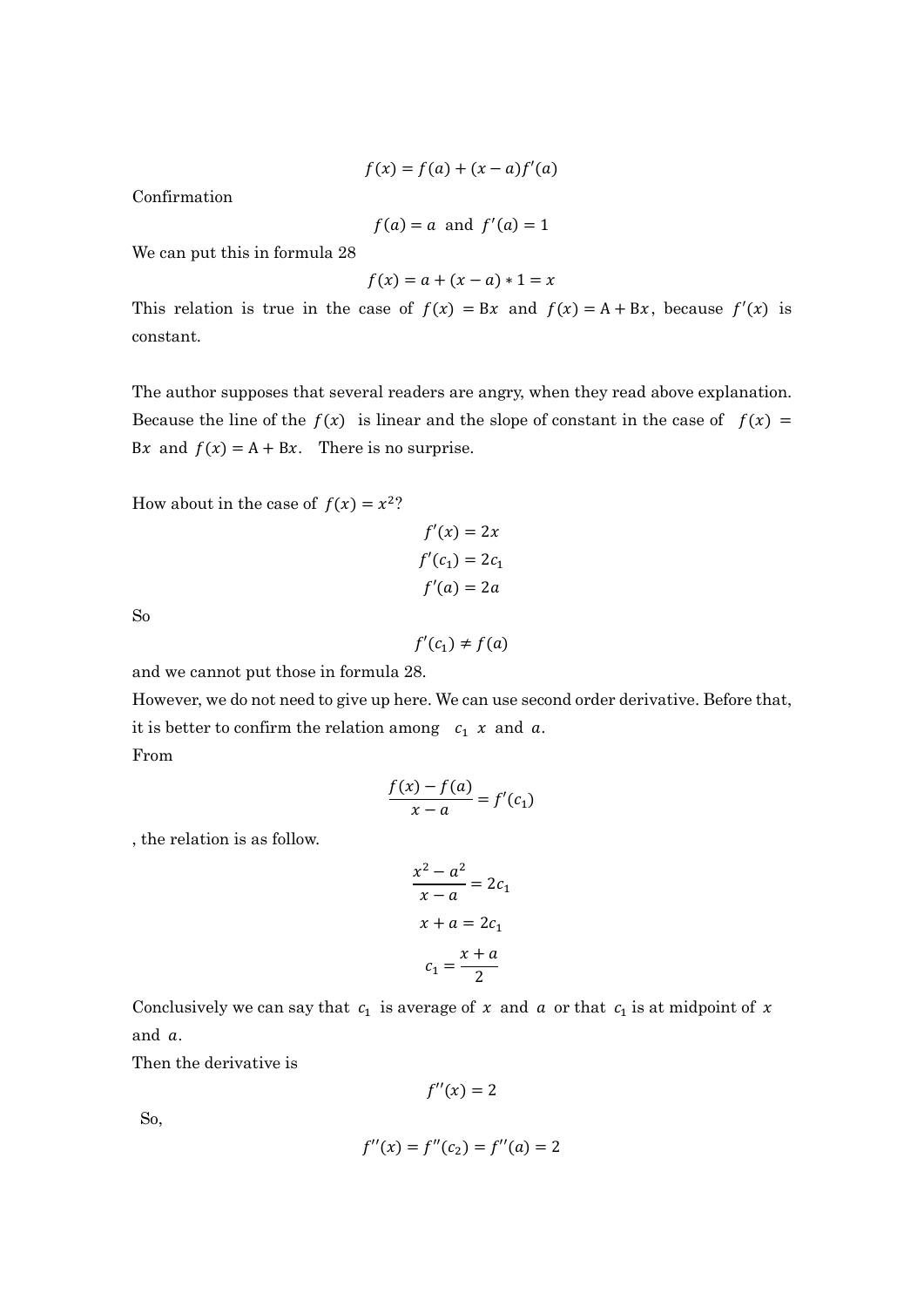$$f(x) = f(a) + (x - a)f'(a)$$

Confirmation

$$f(a) = a \ \text{ and } \ f'(a) = 1$$

We can put this in formula 28

$$f(x) = a + (x - a) * 1 = x$$

This relation is true in the case of $f(x) = \mathrm{B}x$ and $f(x) = \mathrm{A} + \mathrm{B}x$, because $f'(x)$ is constant.

The author supposes that several readers are angry, when they read above explanation. Because the line of the $f(x)$ is linear and the slope of constant in the case of $f(x) = \mathrm{B}x$ and $f(x) = \mathrm{A} + \mathrm{B}x$. There is no surprise.

How about in the case of $f(x) = x^2$?

$$f'(x) = 2x$$

$$f'(c_1) = 2c_1$$

$$f'(a) = 2a$$

So

$$f'(c_1) \neq f(a)$$

and we cannot put those in formula 28.

However, we do not need to give up here. We can use second order derivative. Before that, it is better to confirm the relation among $c_1$ $x$ and $a$.

From

$$\frac{f(x) - f(a)}{x - a} = f'(c_1)$$

, the relation is as follow.

$$\frac{x^2 - a^2}{x - a} = 2c_1$$

$$x + a = 2c_1$$

$$c_1 = \frac{x + a}{2}$$

Conclusively we can say that $c_1$ is average of $x$ and $a$ or that $c_1$ is at midpoint of $x$ and $a$.

Then the derivative is

$$f''(x) = 2$$

So,

$$f''(x) = f''(c_2) = f''(a) = 2$$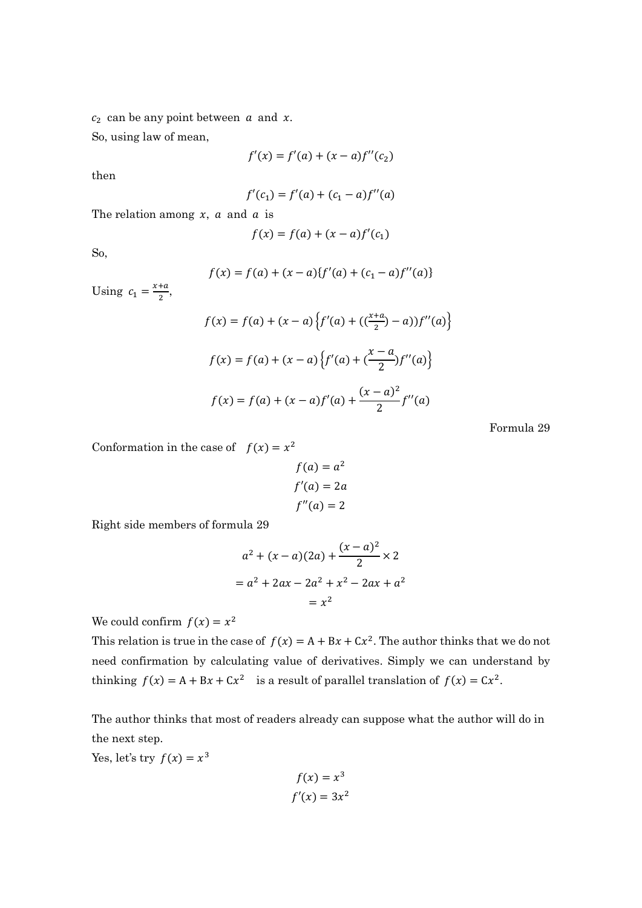$c_2$ can be any point between $a$ and $x$.

So, using law of mean,

$$f'(x) = f'(a) + (x - a)f''(c_2)$$

then

$$f'(c_1) = f'(a) + (c_1 - a)f''(a)$$

The relation among $x$, $a$ and $a$ is

$$f(x) = f(a) + (x - a)f'(c_1)$$

So,

$$f(x) = f(a) + (x - a)\{f'(a) + (c_1 - a)f''(a)\}$$

Using $c_1 = \frac{x+a}{2}$,

$$f(x) = f(a) + (x - a)\left\{f'(a) + ((\tfrac{x+a}{2}) - a))f''(a)\right\}$$

$$f(x) = f(a) + (x - a)\left\{f'(a) + (\frac{x - a}{2})f''(a)\right\}$$

$$f(x) = f(a) + (x - a)f'(a) + \frac{(x - a)^2}{2}f''(a)$$

Formula 29

Conformation in the case of $f(x) = x^2$

$$f(a) = a^2$$
$$f'(a) = 2a$$
$$f''(a) = 2$$

Right side members of formula 29

$$a^2 + (x - a)(2a) + \frac{(x - a)^2}{2} \times 2$$
$$= a^2 + 2ax - 2a^2 + x^2 - 2ax + a^2$$
$$= x^2$$

We could confirm $f(x) = x^2$

This relation is true in the case of $f(x) = \mathrm{A} + \mathrm{B}x + \mathrm{C}x^2$. The author thinks that we do not need confirmation by calculating value of derivatives. Simply we can understand by thinking $f(x) = \mathrm{A} + \mathrm{B}x + \mathrm{C}x^2$ is a result of parallel translation of $f(x) = \mathrm{C}x^2$.

The author thinks that most of readers already can suppose what the author will do in the next step.

Yes, let's try $f(x) = x^3$

$$f(x) = x^3$$
$$f'(x) = 3x^2$$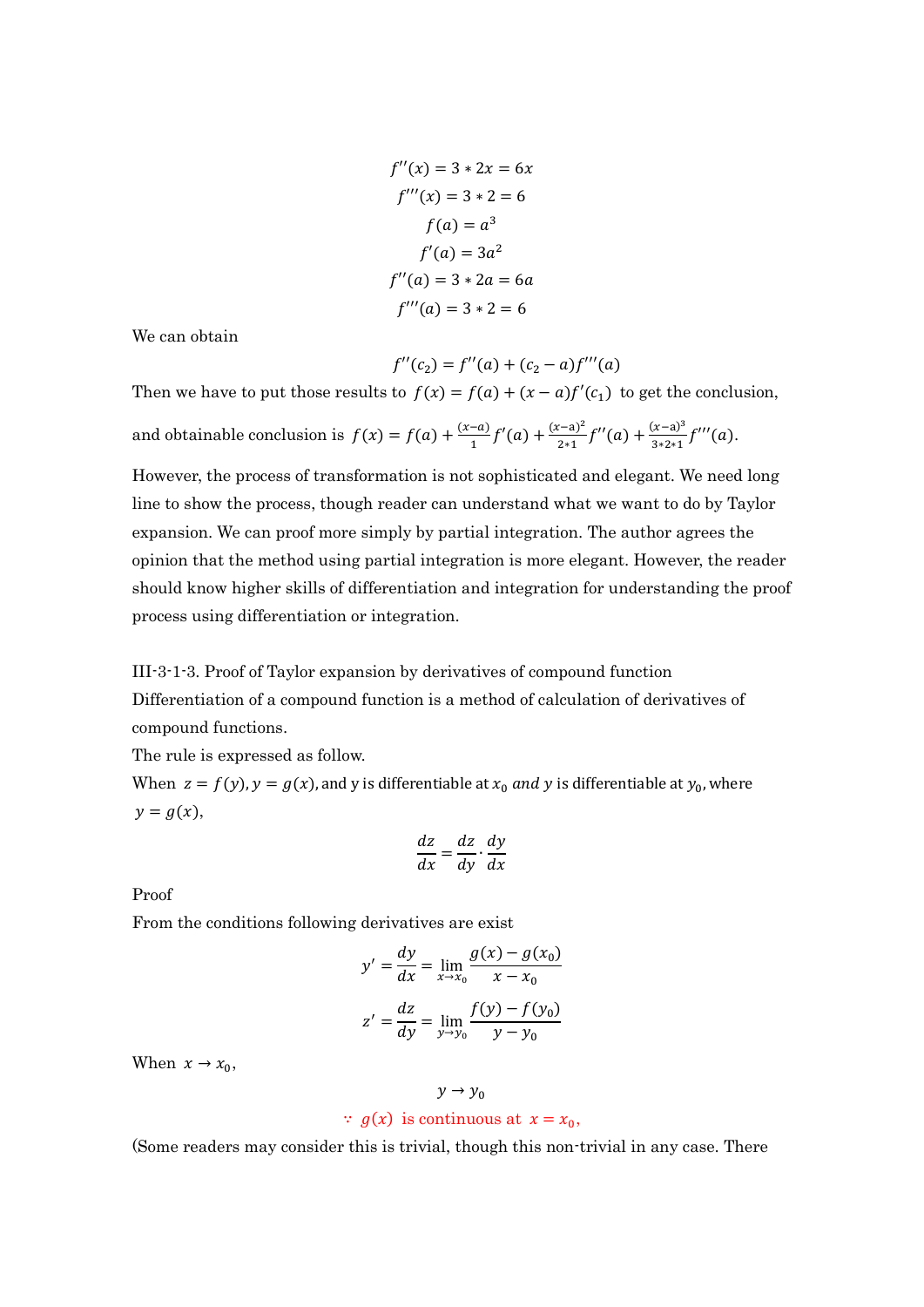$$f''(x) = 3 * 2x = 6x$$

$$f'''(x) = 3 * 2 = 6$$

$$f(a) = a^3$$

$$f'(a) = 3a^2$$

$$f''(a) = 3 * 2a = 6a$$

$$f'''(a) = 3 * 2 = 6$$

We can obtain

$$f''(c_2) = f''(a) + (c_2 - a)f'''(a)$$

Then we have to put those results to $f(x) = f(a) + (x-a)f'(c_1)$ to get the conclusion,

and obtainable conclusion is $f(x) = f(a) + \frac{(x-a)}{1}f'(a) + \frac{(x-a)^2}{2*1}f''(a) + \frac{(x-a)^3}{3*2*1}f'''(a)$.

However, the process of transformation is not sophisticated and elegant. We need long line to show the process, though reader can understand what we want to do by Taylor expansion. We can proof more simply by partial integration. The author agrees the opinion that the method using partial integration is more elegant. However, the reader should know higher skills of differentiation and integration for understanding the proof process using differentiation or integration.

III-3-1-3. Proof of Taylor expansion by derivatives of compound function

Differentiation of a compound function is a method of calculation of derivatives of compound functions.

The rule is expressed as follow.

When $z = f(y), y = g(x),$ and y is differentiable at $x_0$ $and$ $y$ is differentiable at $y_0$, where $y = g(x)$,

$$\frac{dz}{dx} = \frac{dz}{dy} \cdot \frac{dy}{dx}$$

Proof

From the conditions following derivatives are exist

$$y' = \frac{dy}{dx} = \lim_{x \to x_0} \frac{g(x) - g(x_0)}{x - x_0}$$

$$z' = \frac{dz}{dy} = \lim_{y \to y_0} \frac{f(y) - f(y_0)}{y - y_0}$$

When $x \to x_0$,

$$y \to y_0$$

$\because$ $g(x)$ is continuous at $x = x_0$,

(Some readers may consider this is trivial, though this non-trivial in any case. There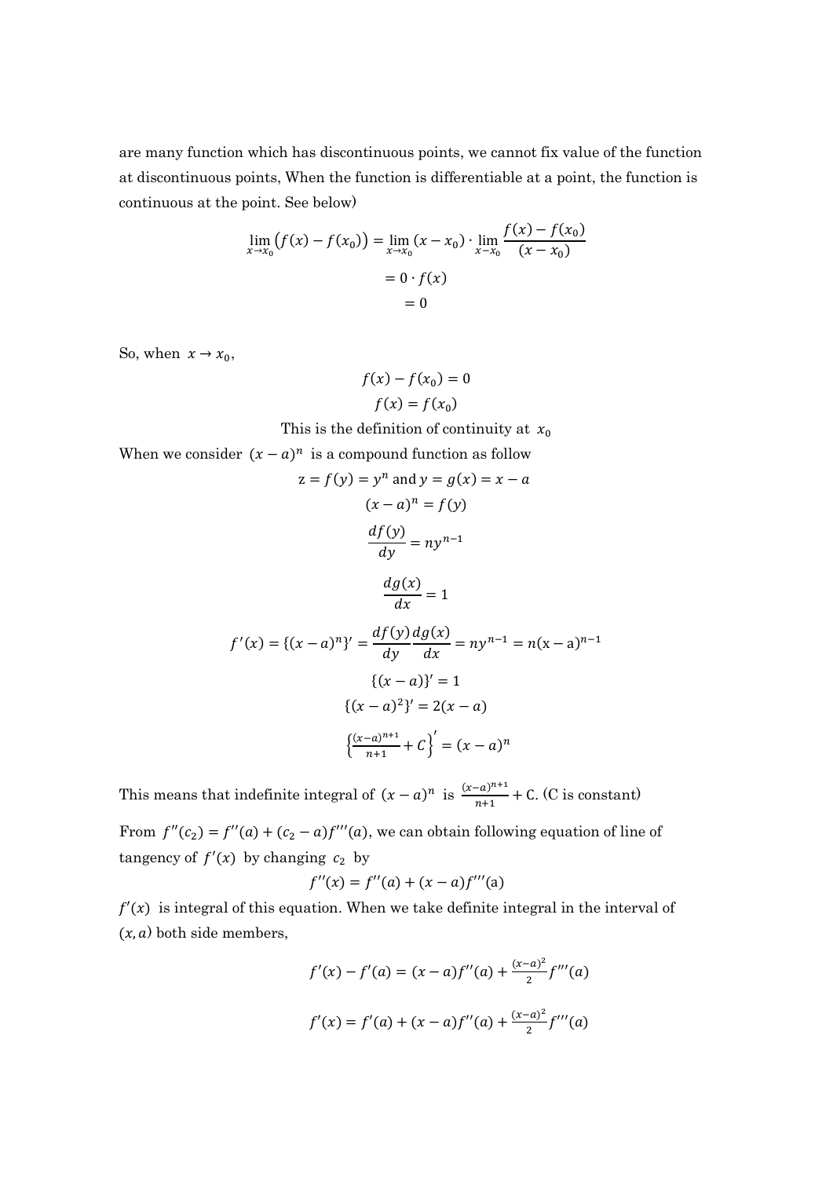are many function which has discontinuous points, we cannot fix value of the function at discontinuous points, When the function is differentiable at a point, the function is continuous at the point. See below)

$$\lim_{x \to x_0} \left( f(x) - f(x_0) \right) = \lim_{x \to x_0} (x - x_0) \cdot \lim_{x - x_0} \frac{f(x) - f(x_0)}{(x - x_0)}$$

$$= 0 \cdot f(x)$$

$$= 0$$

So, when $x \to x_0$,

$$f(x) - f(x_0) = 0$$

$$f(x) = f(x_0)$$

This is the definition of continuity at $x_0$

When we consider $(x-a)^n$ is a compound function as follow

$$\mathrm{z} = f(y) = y^n \text{ and } y = g(x) = x - a$$

$$(x-a)^n = f(y)$$

$$\frac{df(y)}{dy} = ny^{n-1}$$

$$\frac{dg(x)}{dx} = 1$$

$$f'(x) = \{(x-a)^n\}' = \frac{df(y)}{dy}\frac{dg(x)}{dx} = ny^{n-1} = n(\mathrm{x} - \mathrm{a})^{n-1}$$

$$\{(x-a)\}' = 1$$

$$\{(x-a)^2\}' = 2(x-a)$$

$$\left\{\frac{(x-a)^{n+1}}{n+1} + C\right\}' = (x-a)^n$$

This means that indefinite integral of $(x-a)^n$ is $\frac{(x-a)^{n+1}}{n+1} + \mathrm{C}$. (C is constant)

From $f''(c_2) = f''(a) + (c_2 - a)f'''(a)$, we can obtain following equation of line of tangency of $f'(x)$ by changing $c_2$ by

$$f''(x) = f''(a) + (x-a)f'''(\mathrm{a})$$

$f'(x)$ is integral of this equation. When we take definite integral in the interval of $(x, a)$ both side members,

$$f'(x) - f'(a) = (x-a)f''(a) + \frac{(x-a)^2}{2}f'''(a)$$

$$f'(x) = f'(a) + (x-a)f''(a) + \frac{(x-a)^2}{2}f'''(a)$$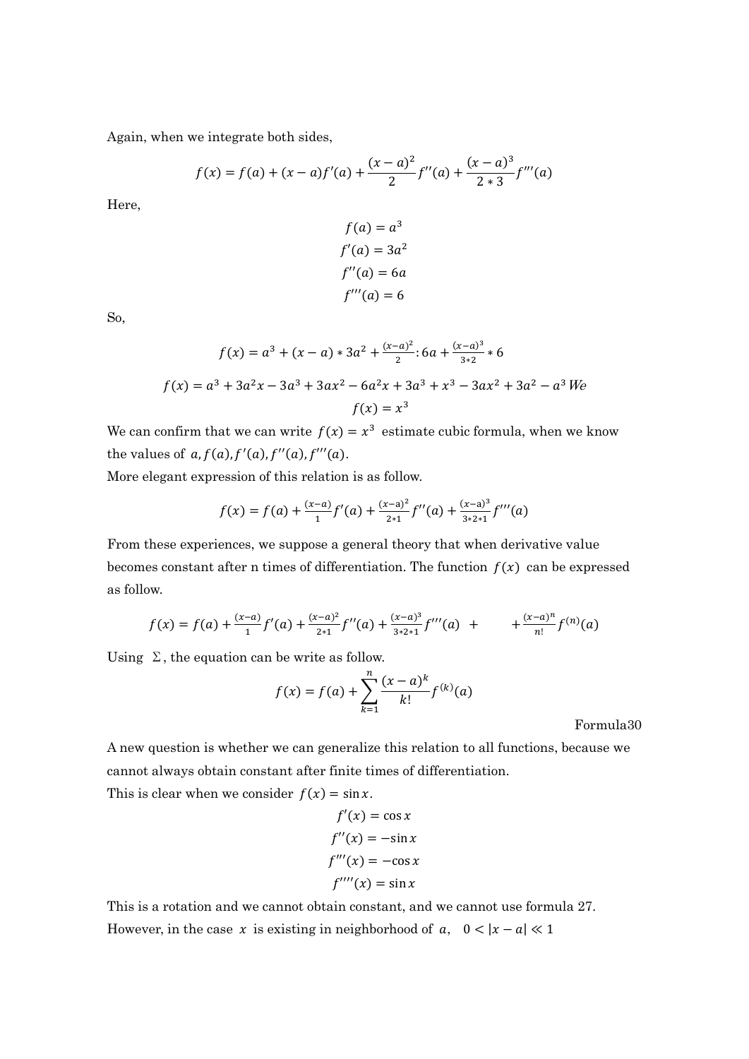Again, when we integrate both sides,

$$f(x) = f(a) + (x-a)f'(a) + \frac{(x-a)^2}{2}f''(a) + \frac{(x-a)^3}{2*3}f'''(a)$$

Here,

$$f(a) = a^3$$
$$f'(a) = 3a^2$$
$$f''(a) = 6a$$
$$f'''(a) = 6$$

So,

$$f(x) = a^3 + (x-a)*3a^2 + \frac{(x-a)^2}{2}: 6a + \frac{(x-a)^3}{3*2}*6$$

$$f(x) = a^3 + 3a^2x - 3a^3 + 3ax^2 - 6a^2x + 3a^3 + x^3 - 3ax^2 + 3a^2 - a^3 \; We$$

$$f(x) = x^3$$

We can confirm that we can write $f(x) = x^3$ estimate cubic formula, when we know the values of $a, f(a), f'(a), f''(a), f'''(a)$.

More elegant expression of this relation is as follow.

$$f(x) = f(a) + \frac{(x-a)}{1}f'(a) + \frac{(x-a)^2}{2*1}f''(a) + \frac{(x-a)^3}{3*2*1}f'''(a)$$

From these experiences, we suppose a general theory that when derivative value becomes constant after n times of differentiation. The function $f(x)$ can be expressed as follow.

$$f(x) = f(a) + \frac{(x-a)}{1}f'(a) + \frac{(x-a)^2}{2*1}f''(a) + \frac{(x-a)^3}{3*2*1}f'''(a) \;+\; \qquad + \frac{(x-a)^n}{n!}f^{(n)}(a)$$

Using $\Sigma$, the equation can be write as follow.

$$f(x) = f(a) + \sum_{k=1}^{n} \frac{(x-a)^k}{k!}f^{(k)}(a)$$

Formula30

A new question is whether we can generalize this relation to all functions, because we cannot always obtain constant after finite times of differentiation.

This is clear when we consider $f(x) = \sin x$.

$$f'(x) = \cos x$$
$$f''(x) = -\sin x$$
$$f'''(x) = -\cos x$$
$$f''''(x) = \sin x$$

This is a rotation and we cannot obtain constant, and we cannot use formula 27.

However, in the case $x$ is existing in neighborhood of $a$, $\quad 0 < |x-a| \ll 1$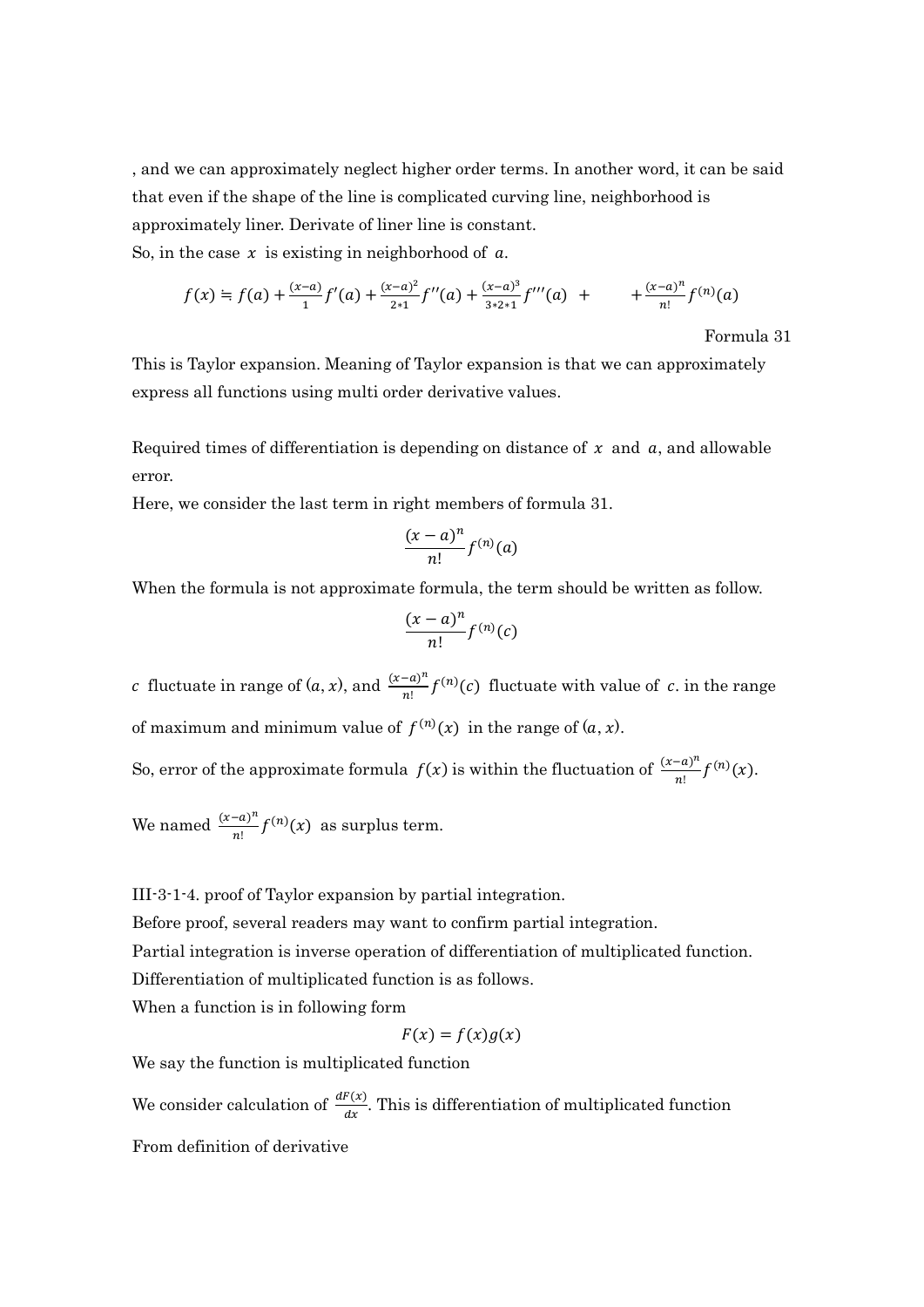, and we can approximately neglect higher order terms. In another word, it can be said that even if the shape of the line is complicated curving line, neighborhood is approximately liner. Derivate of liner line is constant.

So, in the case $x$ is existing in neighborhood of $a$.

$$f(x) \fallingdotseq f(a) + \frac{(x-a)}{1} f'(a) + \frac{(x-a)^2}{2*1} f''(a) + \frac{(x-a)^3}{3*2*1} f'''(a) \ + \qquad + \frac{(x-a)^n}{n!} f^{(n)}(a)$$

Formula 31

This is Taylor expansion. Meaning of Taylor expansion is that we can approximately express all functions using multi order derivative values.

Required times of differentiation is depending on distance of $x$ and $a$, and allowable error.

Here, we consider the last term in right members of formula 31.

$$\frac{(x-a)^n}{n!} f^{(n)}(a)$$

When the formula is not approximate formula, the term should be written as follow.

$$\frac{(x-a)^n}{n!} f^{(n)}(c)$$

$c$ fluctuate in range of $(a, x)$, and $\frac{(x-a)^n}{n!} f^{(n)}(c)$ fluctuate with value of $c$. in the range of maximum and minimum value of $f^{(n)}(x)$ in the range of $(a, x)$.

So, error of the approximate formula $f(x)$ is within the fluctuation of $\frac{(x-a)^n}{n!} f^{(n)}(x)$.

We named $\frac{(x-a)^n}{n!} f^{(n)}(x)$ as surplus term.

III-3-1-4. proof of Taylor expansion by partial integration.

Before proof, several readers may want to confirm partial integration.

Partial integration is inverse operation of differentiation of multiplicated function.

Differentiation of multiplicated function is as follows.

When a function is in following form

$$F(x) = f(x)g(x)$$

We say the function is multiplicated function

We consider calculation of $\frac{dF(x)}{dx}$. This is differentiation of multiplicated function

From definition of derivative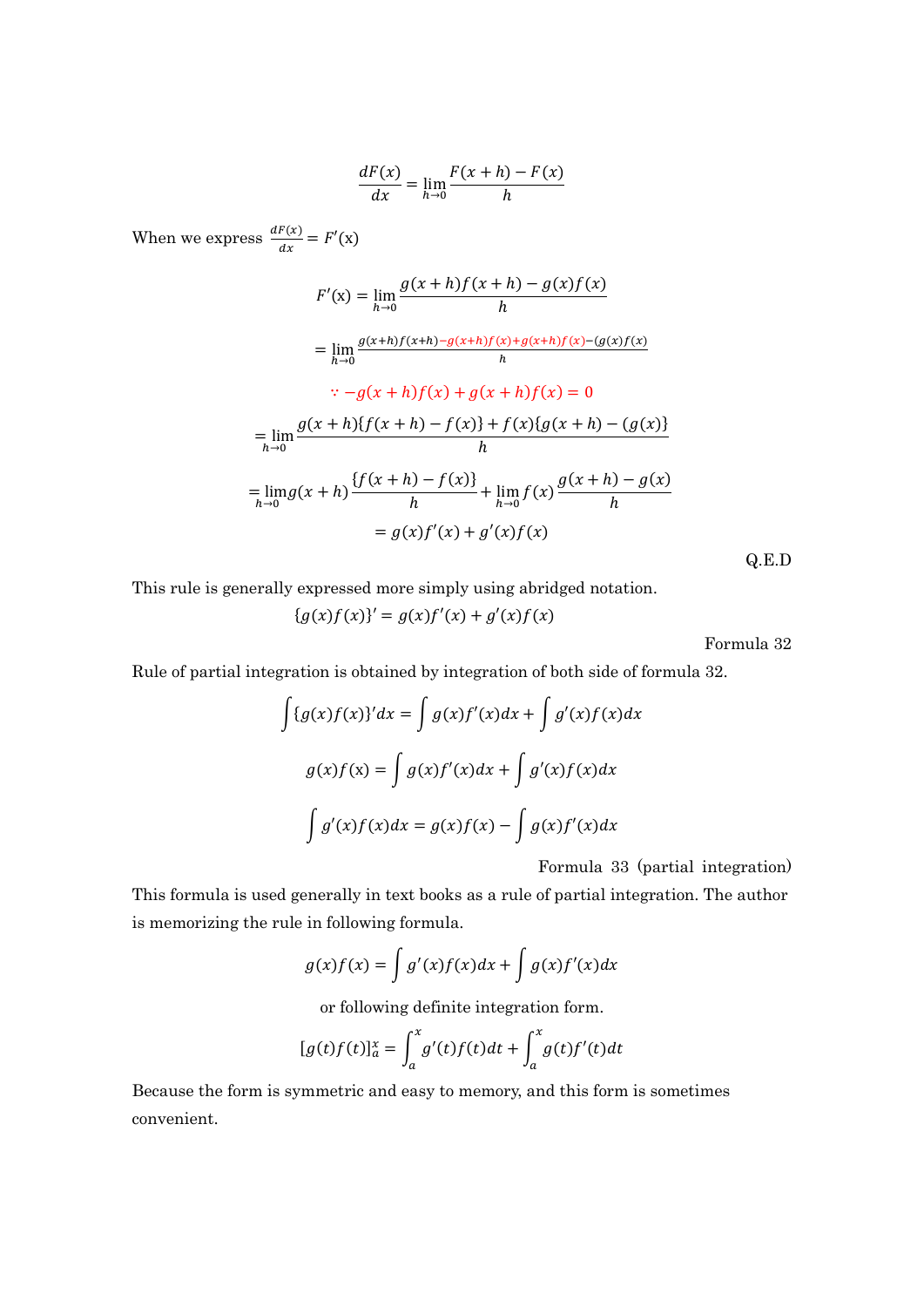$$\frac{dF(x)}{dx} = \lim_{h \to 0} \frac{F(x+h) - F(x)}{h}$$

When we express $\frac{dF(x)}{dx} = F'(\mathrm{x})$

$$F'(\mathrm{x}) = \lim_{h \to 0} \frac{g(x+h)f(x+h) - g(x)f(x)}{h}$$

$$= \lim_{h \to 0} \frac{g(x+h)f(x+h) - g(x+h)f(x) + g(x+h)f(x) - (g(x)f(x)}{h}$$

$$\because -g(x+h)f(x) + g(x+h)f(x) = 0$$

$$= \lim_{h \to 0} \frac{g(x+h)\{f(x+h) - f(x)\} + f(x)\{g(x+h) - (g(x)\}}{h}$$

$$= \lim_{h \to 0} g(x+h)\frac{\{f(x+h) - f(x)\}}{h} + \lim_{h \to 0} f(x)\frac{g(x+h) - g(x)}{h}$$

$$= g(x)f'(x) + g'(x)f(x)$$

Q.E.D

This rule is generally expressed more simply using abridged notation.

$$\{g(x)f(x)\}' = g(x)f'(x) + g'(x)f(x)$$

Formula 32

Rule of partial integration is obtained by integration of both side of formula 32.

$$\int \{g(x)f(x)\}'dx = \int g(x)f'(x)dx + \int g'(x)f(x)dx$$

$$g(x)f(\mathrm{x}) = \int g(x)f'(x)dx + \int g'(x)f(x)dx$$

$$\int g'(x)f(x)dx = g(x)f(x) - \int g(x)f'(x)dx$$

Formula 33 (partial integration)

This formula is used generally in text books as a rule of partial integration. The author is memorizing the rule in following formula.

$$g(x)f(x) = \int g'(x)f(x)dx + \int g(x)f'(x)dx$$

or following definite integration form.

$$[g(t)f(t)]_a^x = \int_a^x g'(t)f(t)dt + \int_a^x g(t)f'(t)dt$$

Because the form is symmetric and easy to memory, and this form is sometimes convenient.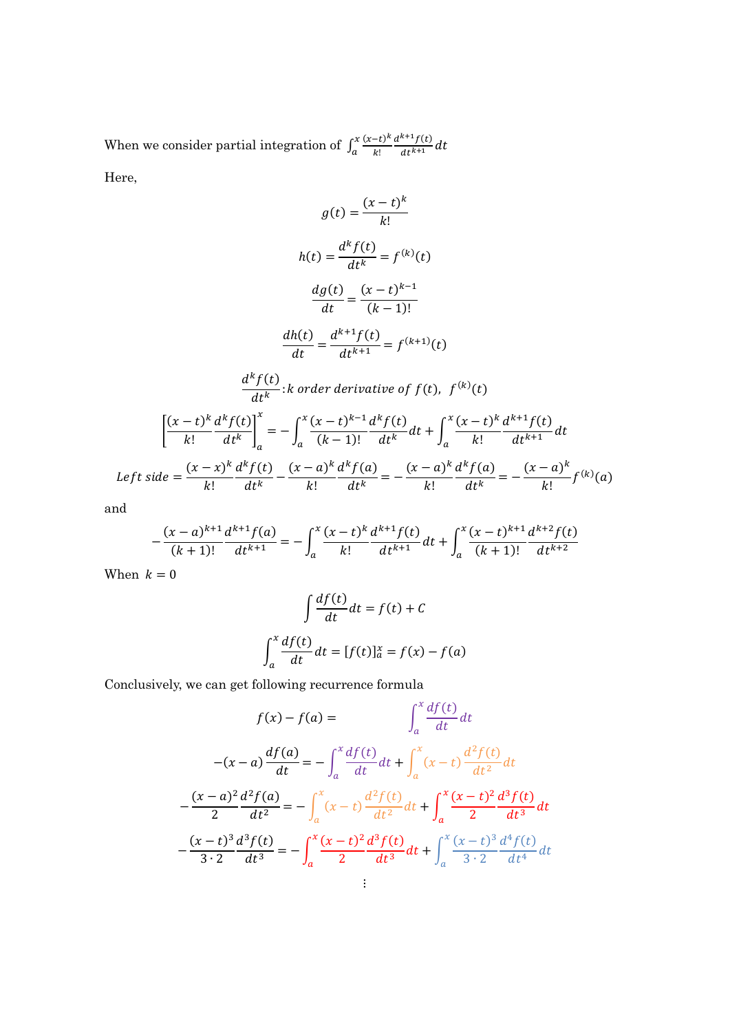When we consider partial integration of $\int_a^x \frac{(x-t)^k}{k!}\frac{d^{k+1}f(t)}{dt^{k+1}}dt$

Here,

$$g(t) = \frac{(x-t)^k}{k!}$$

$$h(t) = \frac{d^k f(t)}{dt^k} = f^{(k)}(t)$$

$$\frac{dg(t)}{dt} = \frac{(x-t)^{k-1}}{(k-1)!}$$

$$\frac{dh(t)}{dt} = \frac{d^{k+1}f(t)}{dt^{k+1}} = f^{(k+1)}(t)$$

$$\frac{d^k f(t)}{dt^k} : k \text{ order derivative of } f(t),\ \ f^{(k)}(t)$$

$$\left[\frac{(x-t)^k}{k!}\frac{d^k f(t)}{dt^k}\right]_a^x = -\int_a^x \frac{(x-t)^{k-1}}{(k-1)!}\frac{d^k f(t)}{dt^k}dt + \int_a^x \frac{(x-t)^k}{k!}\frac{d^{k+1}f(t)}{dt^{k+1}}dt$$

$$Left\ side = \frac{(x-x)^k}{k!}\frac{d^k f(t)}{dt^k} - \frac{(x-a)^k}{k!}\frac{d^k f(a)}{dt^k} = -\frac{(x-a)^k}{k!}\frac{d^k f(a)}{dt^k} = -\frac{(x-a)^k}{k!}f^{(k)}(a)$$

and

$$-\frac{(x-a)^{k+1}}{(k+1)!}\frac{d^{k+1}f(a)}{dt^{k+1}} = -\int_a^x \frac{(x-t)^k}{k!}\frac{d^{k+1}f(t)}{dt^{k+1}}dt + \int_a^x \frac{(x-t)^{k+1}}{(k+1)!}\frac{d^{k+2}f(t)}{dt^{k+2}}$$

When $k = 0$

$$\int \frac{df(t)}{dt}dt = f(t) + C$$

$$\int_a^x \frac{df(t)}{dt}dt = [f(t)]_a^x = f(x) - f(a)$$

Conclusively, we can get following recurrence formula

$$f(x) - f(a) = \int_a^x \frac{df(t)}{dt}dt$$

$$-(x-a)\frac{df(a)}{dt} = -\int_a^x \frac{df(t)}{dt}dt + \int_a^x (x-t)\frac{d^2f(t)}{dt^2}dt$$

$$-\frac{(x-a)^2}{2}\frac{d^2f(a)}{dt^2} = -\int_a^x (x-t)\frac{d^2f(t)}{dt^2}dt + \int_a^x \frac{(x-t)^2}{2}\frac{d^3f(t)}{dt^3}dt$$

$$-\frac{(x-t)^3}{3\cdot 2}\frac{d^3f(t)}{dt^3} = -\int_a^x \frac{(x-t)^2}{2}\frac{d^3f(t)}{dt^3}dt + \int_a^x \frac{(x-t)^3}{3\cdot 2}\frac{d^4f(t)}{dt^4}dt$$

$$\vdots$$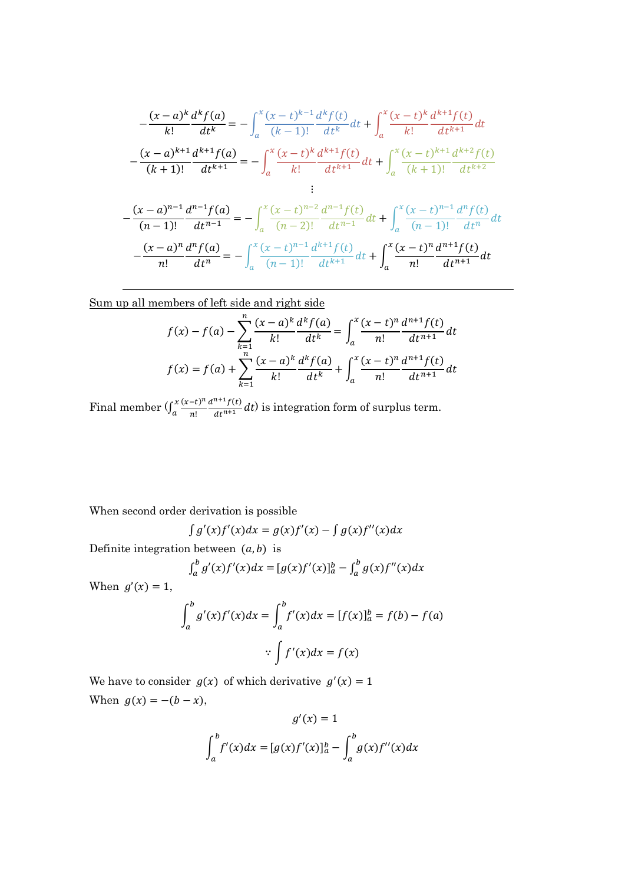$$-\frac{(x-a)^k}{k!}\frac{d^k f(a)}{dt^k} = -\int_a^x \frac{(x-t)^{k-1}}{(k-1)!}\frac{d^k f(t)}{dt^k}dt + \int_a^x \frac{(x-t)^k}{k!}\frac{d^{k+1}f(t)}{dt^{k+1}}dt$$

$$-\frac{(x-a)^{k+1}}{(k+1)!}\frac{d^{k+1}f(a)}{dt^{k+1}} = -\int_a^x \frac{(x-t)^k}{k!}\frac{d^{k+1}f(t)}{dt^{k+1}}dt + \int_a^x \frac{(x-t)^{k+1}}{(k+1)!}\frac{d^{k+2}f(t)}{dt^{k+2}}$$

$$\vdots$$

$$-\frac{(x-a)^{n-1}}{(n-1)!}\frac{d^{n-1}f(a)}{dt^{n-1}} = -\int_a^x \frac{(x-t)^{n-2}}{(n-2)!}\frac{d^{n-1}f(t)}{dt^{n-1}}dt + \int_a^x \frac{(x-t)^{n-1}}{(n-1)!}\frac{d^n f(t)}{dt^n}dt$$

$$-\frac{(x-a)^n}{n!}\frac{d^n f(a)}{dt^n} = -\int_a^x \frac{(x-t)^{n-1}}{(n-1)!}\frac{d^{k+1}f(t)}{dt^{k+1}}dt + \int_a^x \frac{(x-t)^n}{n!}\frac{d^{n+1}f(t)}{dt^{n+1}}dt$$

---

<u>Sum up all members of left side and right side</u>

$$f(x) - f(a) - \sum_{k=1}^{n}\frac{(x-a)^k}{k!}\frac{d^k f(a)}{dt^k} = \int_a^x \frac{(x-t)^n}{n!}\frac{d^{n+1}f(t)}{dt^{n+1}}dt$$

$$f(x) = f(a) + \sum_{k=1}^{n}\frac{(x-a)^k}{k!}\frac{d^k f(a)}{dt^k} + \int_a^x \frac{(x-t)^n}{n!}\frac{d^{n+1}f(t)}{dt^{n+1}}dt$$

Final member ($\int_a^x \frac{(x-t)^n}{n!}\frac{d^{n+1}f(t)}{dt^{n+1}}dt$) is integration form of surplus term.

When second order derivation is possible

$$\int g'(x)f'(x)dx = g(x)f'(x) - \int g(x)f''(x)dx$$

Definite integration between $(a, b)$ is

$$\int_a^b g'(x)f'(x)dx = [g(x)f'(x)]_a^b - \int_a^b g(x)f''(x)dx$$

When $g'(x) = 1$,

$$\int_a^b g'(x)f'(x)dx = \int_a^b f'(x)dx = [f(x)]_a^b = f(b) - f(a)$$

$$\because \int f'(x)dx = f(x)$$

We have to consider $g(x)$ of which derivative $g'(x) = 1$

When $g(x) = -(b-x)$,

$$g'(x) = 1$$

$$\int_a^b f'(x)dx = [g(x)f'(x)]_a^b - \int_a^b g(x)f''(x)dx$$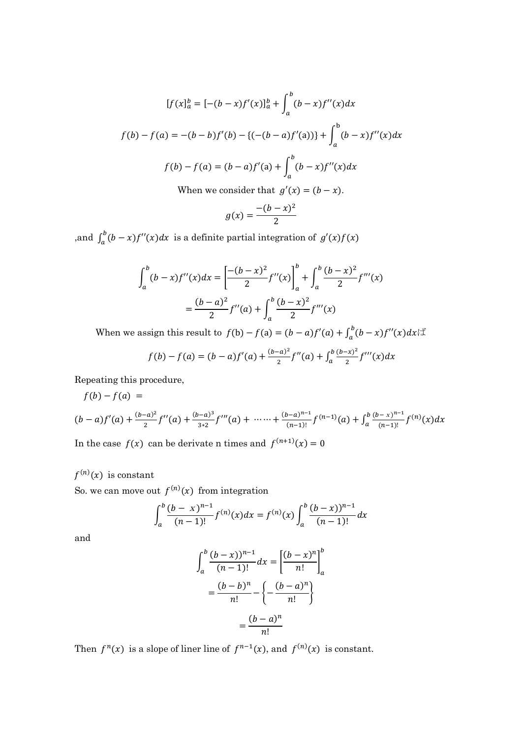$$[f(x)]_a^b = [-(b-x)f'(x)]_a^b + \int_a^b (b-x)f''(x)dx$$

$$f(b) - f(a) = -(b-b)f'(b) - \{(-(b-a)f'(\mathrm{a}))\} + \int_a^{\mathrm{b}} (b-x)f''(x)dx$$

$$f(b) - f(a) = (b-a)f'(\mathrm{a}) + \int_a^b (b-x)f''(x)dx$$

When we consider that $g'(x) = (b-x)$.

$$g(x) = \frac{-(b-x)^2}{2}$$

,and $\int_a^b (b-x)f''(x)dx$ is a definite partial integration of $g'(x)f(x)$

$$\int_a^b (b-x)f''(x)dx = \left[\frac{-(b-x)^2}{2}f''(x)\right]_a^b + \int_a^b \frac{(b-x)^2}{2}f'''(x)$$

$$= \frac{(b-a)^2}{2}f''(a) + \int_a^b \frac{(b-x)^2}{2}f'''(x)$$

When we assign this result to $f(\mathrm{b}) - f(\mathrm{a}) = (b-a)f'(a) + \int_a^b (b-x)f''(x)dx$ば

$$f(b) - f(a) = (b-a)f'(a) + \frac{(b-a)^2}{2}f''(a) + \int_a^b \frac{(b-x)^2}{2}f'''(x)dx$$

Repeating this procedure,

$f(b) - f(a) =$

$$(b-a)f'(a) + \frac{(b-a)^2}{2}f''(a) + \frac{(b-a)^3}{3*2}f'''(a) + \cdots\cdots + \frac{(b-a)^{n-1}}{(n-1)!}f^{(n-1)}(a) + \int_a^b \frac{(b-x)^{n-1}}{(n-1)!}f^{(n)}(x)dx$$

In the case $f(x)$ can be derivate n times and $f^{(n+1)}(x) = 0$

$f^{(n)}(x)$ is constant

So. we can move out $f^{(n)}(x)$ from integration

$$\int_a^b \frac{(b-x)^{n-1}}{(n-1)!}f^{(n)}(x)dx = f^{(n)}(x)\int_a^b \frac{(b-x))^{n-1}}{(n-1)!}dx$$

and

$$\int_a^b \frac{(b-x))^{n-1}}{(n-1)!}dx = \left[\frac{(b-x)^n}{n!}\right]_a^b$$

$$= \frac{(b-b)^n}{n!} - \left\{-\frac{(b-a)^n}{n!}\right\}$$

$$= \frac{(b-a)^n}{n!}$$

Then $f^n(x)$ is a slope of liner line of $f^{n-1}(x)$, and $f^{(n)}(x)$ is constant.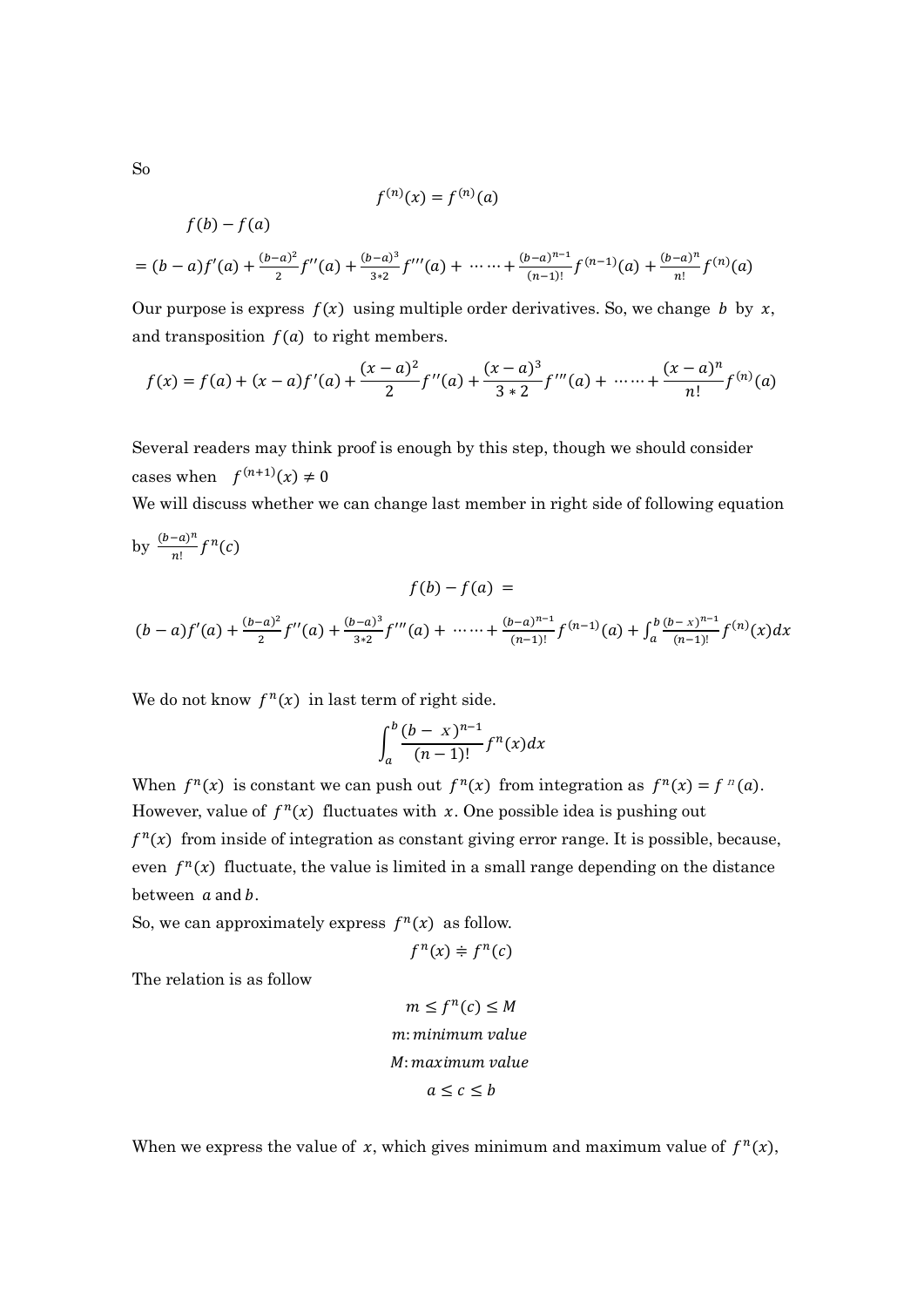So

$$f^{(n)}(x) = f^{(n)}(a)$$

$f(b) - f(a)$

$$= (b-a)f'(a) + \frac{(b-a)^2}{2}f''(a) + \frac{(b-a)^3}{3*2}f'''(a) + \cdots\cdots + \frac{(b-a)^{n-1}}{(n-1)!}f^{(n-1)}(a) + \frac{(b-a)^n}{n!}f^{(n)}(a)$$

Our purpose is express $f(x)$ using multiple order derivatives. So, we change $b$ by $x$, and transposition $f(a)$ to right members.

$$f(x) = f(a) + (x-a)f'(a) + \frac{(x-a)^2}{2}f''(a) + \frac{(x-a)^3}{3*2}f'''(a) + \cdots\cdots + \frac{(x-a)^n}{n!}f^{(n)}(a)$$

Several readers may think proof is enough by this step, though we should consider cases when $f^{(n+1)}(x) \neq 0$

We will discuss whether we can change last member in right side of following equation by $\frac{(b-a)^n}{n!}f^n(c)$

$$f(b) - f(a) =$$

$$(b-a)f'(a) + \frac{(b-a)^2}{2}f''(a) + \frac{(b-a)^3}{3*2}f'''(a) + \cdots\cdots + \frac{(b-a)^{n-1}}{(n-1)!}f^{(n-1)}(a) + \int_a^b \frac{(b-x)^{n-1}}{(n-1)!}f^{(n)}(x)dx$$

We do not know $f^n(x)$ in last term of right side.

$$\int_a^b \frac{(b-x)^{n-1}}{(n-1)!}f^n(x)dx$$

When $f^n(x)$ is constant we can push out $f^n(x)$ from integration as $f^n(x) = f^n(a)$. However, value of $f^n(x)$ fluctuates with $x$. One possible idea is pushing out $f^n(x)$ from inside of integration as constant giving error range. It is possible, because, even $f^n(x)$ fluctuate, the value is limited in a small range depending on the distance between $a$ and $b$.

So, we can approximately express $f^n(x)$ as follow.

$$f^n(x) \doteqdot f^n(c)$$

The relation is as follow

$$m \leq f^n(c) \leq M$$

$$m\text{: } minimum\ value$$

$$M\text{: } maximum\ value$$

$$a \leq c \leq b$$

When we express the value of $x$, which gives minimum and maximum value of $f^n(x)$,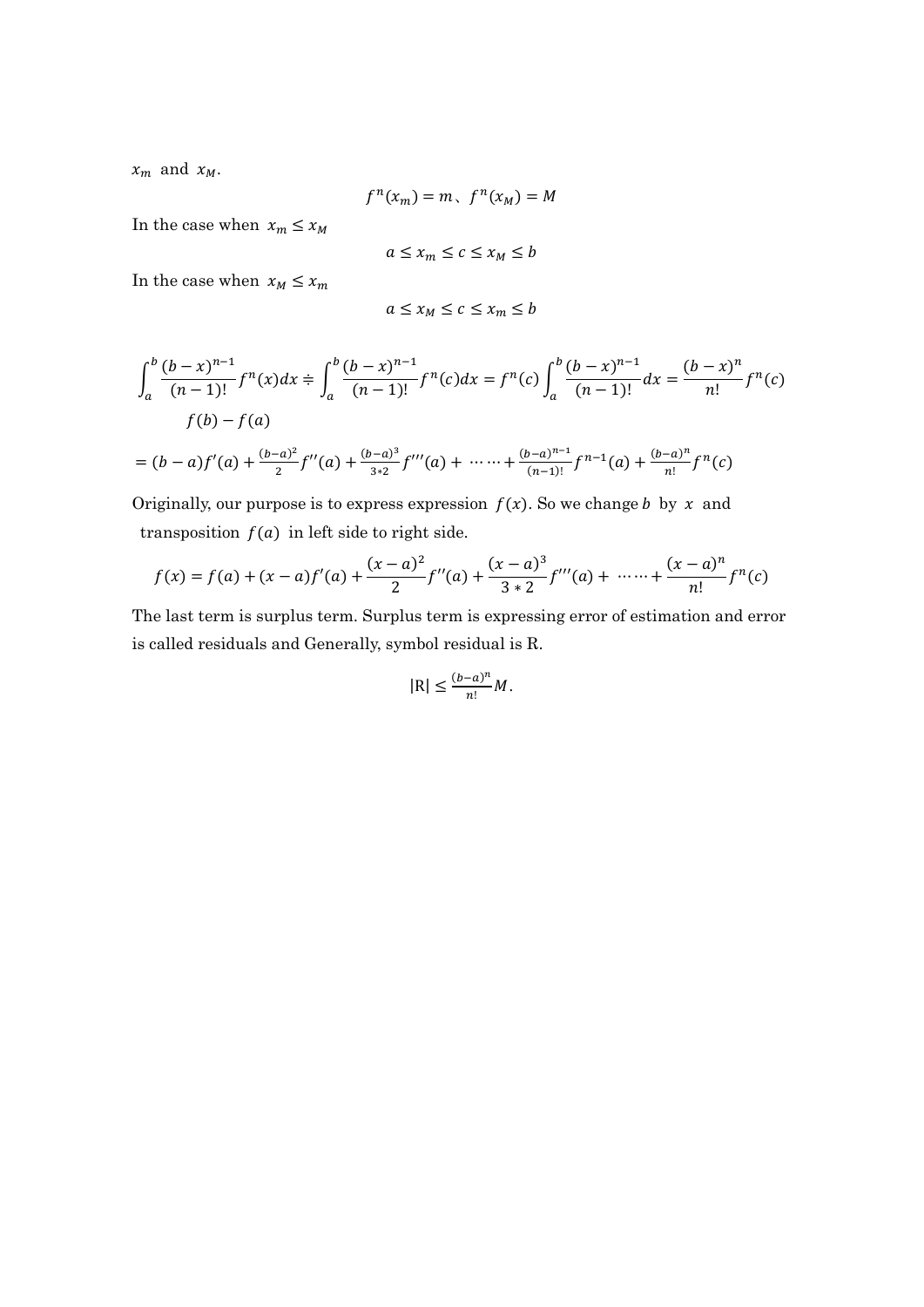$x_m$ and $x_M$.

$$f^n(x_m) = m、f^n(x_M) = M$$

In the case when $x_m \leq x_M$

$$a \leq x_m \leq c \leq x_M \leq b$$

In the case when $x_M \leq x_m$

$$a \leq x_M \leq c \leq x_m \leq b$$

$$\int_a^b \frac{(b-x)^{n-1}}{(n-1)!} f^n(x)dx \doteqdot \int_a^b \frac{(b-x)^{n-1}}{(n-1)!} f^n(c)dx = f^n(c) \int_a^b \frac{(b-x)^{n-1}}{(n-1)!} dx = \frac{(b-x)^n}{n!} f^n(c)$$

$$f(b) - f(a)$$

$$= (b-a)f'(a) + \frac{(b-a)^2}{2} f''(a) + \frac{(b-a)^3}{3*2} f'''(a) + \cdots\cdots + \frac{(b-a)^{n-1}}{(n-1)!} f^{n-1}(a) + \frac{(b-a)^n}{n!} f^n(c)$$

Originally, our purpose is to express expression $f(x)$. So we change $b$ by $x$ and transposition $f(a)$ in left side to right side.

$$f(x) = f(a) + (x-a)f'(a) + \frac{(x-a)^2}{2} f''(a) + \frac{(x-a)^3}{3*2} f'''(a) + \cdots\cdots + \frac{(x-a)^n}{n!} f^n(c)$$

The last term is surplus term. Surplus term is expressing error of estimation and error is called residuals and Generally, symbol residual is R.

$$|R| \leq \frac{(b-a)^n}{n!} M.$$